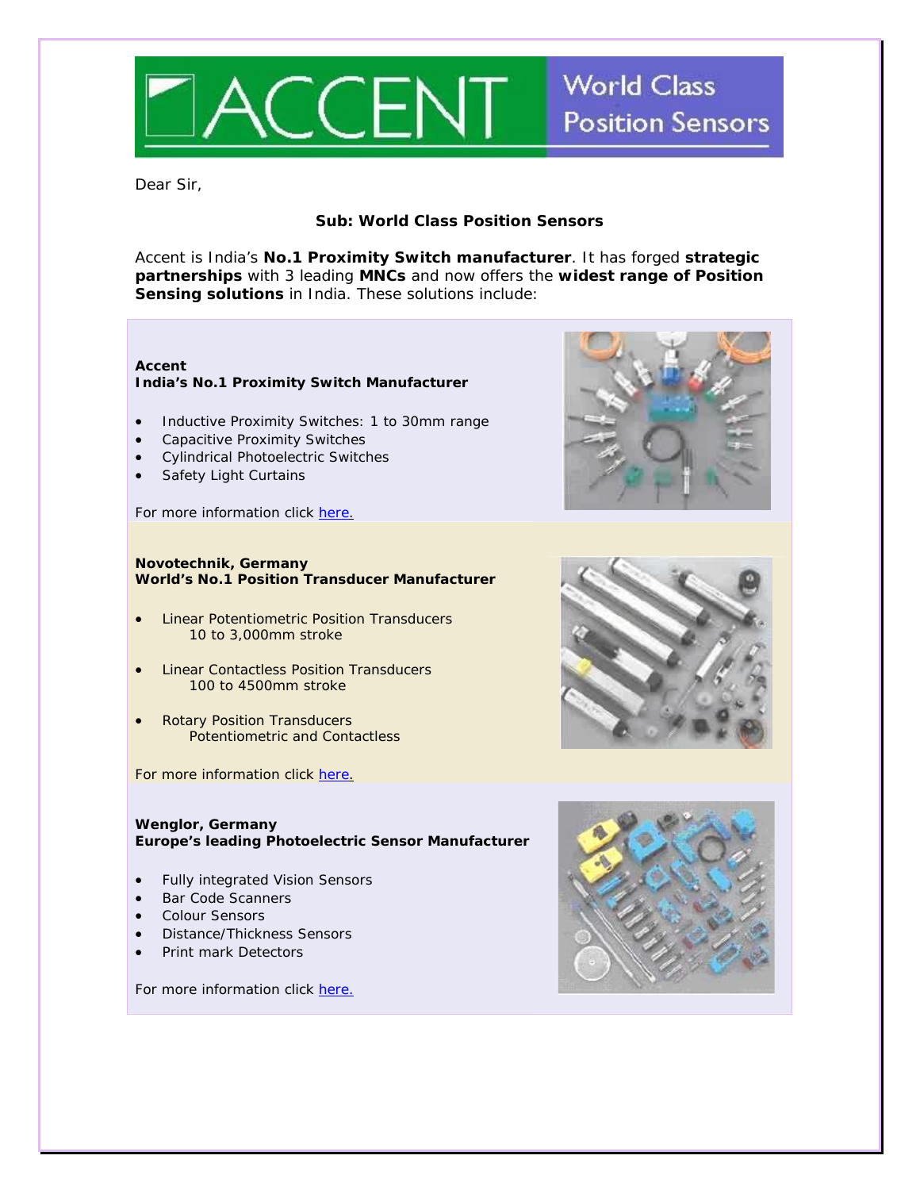# ACCENT World Class Position Sensors

Dear Sir,

**Sub: World Class Position Sensors**

Accent is India's **No.1 Proximity Switch manufacturer**. It has forged **strategic partnerships** with 3 leading **MNCs** and now offers the **widest range of Position Sensing solutions** in India. These solutions include:

**Accent**
**India's No.1 Proximity Switch Manufacturer**

- Inductive Proximity Switches: 1 to 30mm range
- Capacitive Proximity Switches
- Cylindrical Photoelectric Switches
- Safety Light Curtains

For more information click here.

**Novotechnik, Germany**
**World's No.1 Position Transducer Manufacturer**

- Linear Potentiometric Position Transducers
  10 to 3,000mm stroke
- Linear Contactless Position Transducers
  100 to 4500mm stroke
- Rotary Position Transducers
  Potentiometric and Contactless

For more information click here.

**Wenglor, Germany**
**Europe's leading Photoelectric Sensor Manufacturer**

- Fully integrated Vision Sensors
- Bar Code Scanners
- Colour Sensors
- Distance/Thickness Sensors
- Print mark Detectors

For more information click here.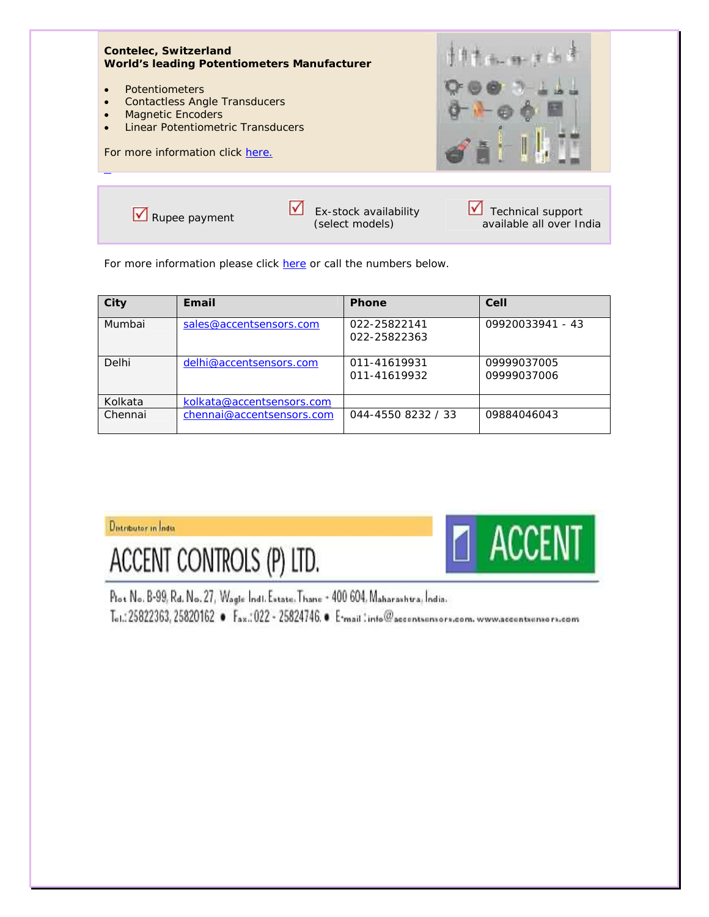**Contelec, Switzerland**
**World's leading Potentiometers Manufacturer**

- Potentiometers
- Contactless Angle Transducers
- Magnetic Encoders
- Linear Potentiometric Transducers

For more information click here.

☑ Rupee payment ☑ Ex-stock availability (select models) ☑ Technical support available all over India

For more information please click here or call the numbers below.

| City | Email | Phone | Cell |
|---|---|---|---|
| Mumbai | sales@accentsensors.com | 022-25822141<br>022-25822363 | 09920033941 - 43 |
| Delhi | delhi@accentsensors.com | 011-41619931<br>011-41619932 | 09999037005<br>09999037006 |
| Kolkata | kolkata@accentsensors.com | | |
| Chennai | chennai@accentsensors.com | 044-4550 8232 / 33 | 09884046043 |

Distributor in India

ACCENT CONTROLS (P) LTD.

ACCENT

Plot No. B-99, Rd. No. 27, Wagle Indl. Estate, Thane - 400 604, Maharashtra, India.
Tel.: 25822363, 25820162 • Fax.: 022 - 25824746 • E-mail : info@accentsensors.com. www.accentsensors.com